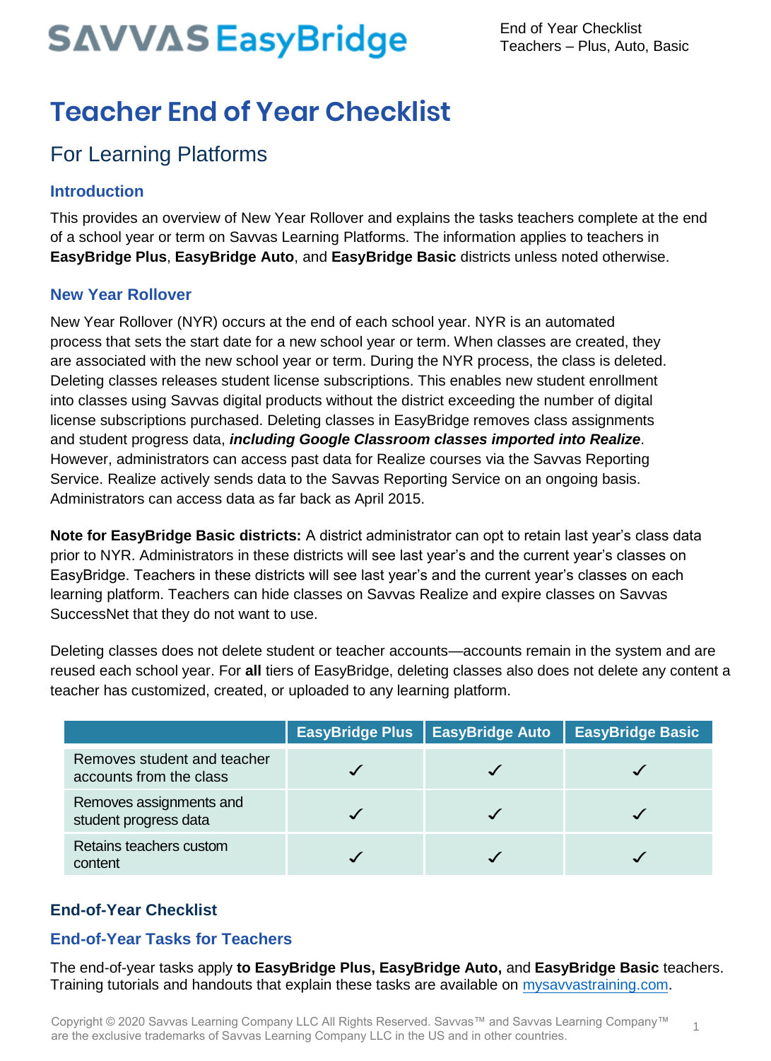# Teacher End of Year Checklist

## For Learning Platforms

### Introduction

This provides an overview of New Year Rollover and explains the tasks teachers complete at the end of a school year or term on Savvas Learning Platforms. The information applies to teachers in **EasyBridge Plus**, **EasyBridge Auto**, and **EasyBridge Basic** districts unless noted otherwise.

### New Year Rollover

New Year Rollover (NYR) occurs at the end of each school year. NYR is an automated process that sets the start date for a new school year or term. When classes are created, they are associated with the new school year or term. During the NYR process, the class is deleted. Deleting classes releases student license subscriptions. This enables new student enrollment into classes using Savvas digital products without the district exceeding the number of digital license subscriptions purchased. Deleting classes in EasyBridge removes class assignments and student progress data, ***including Google Classroom classes imported into Realize***. However, administrators can access past data for Realize courses via the Savvas Reporting Service. Realize actively sends data to the Savvas Reporting Service on an ongoing basis. Administrators can access data as far back as April 2015.

**Note for EasyBridge Basic districts:** A district administrator can opt to retain last year's class data prior to NYR. Administrators in these districts will see last year's and the current year's classes on EasyBridge. Teachers in these districts will see last year's and the current year's classes on each learning platform. Teachers can hide classes on Savvas Realize and expire classes on Savvas SuccessNet that they do not want to use.

Deleting classes does not delete student or teacher accounts—accounts remain in the system and are reused each school year. For **all** tiers of EasyBridge, deleting classes also does not delete any content a teacher has customized, created, or uploaded to any learning platform.

| | EasyBridge Plus | EasyBridge Auto | EasyBridge Basic |
|---|---|---|---|
| Removes student and teacher accounts from the class | ✓ | ✓ | ✓ |
| Removes assignments and student progress data | ✓ | ✓ | ✓ |
| Retains teachers custom content | ✓ | ✓ | ✓ |

### End-of-Year Checklist

### End-of-Year Tasks for Teachers

The end-of-year tasks apply **to EasyBridge Plus, EasyBridge Auto,** and **EasyBridge Basic** teachers. Training tutorials and handouts that explain these tasks are available on [mysavvastraining.com](mysavvastraining.com).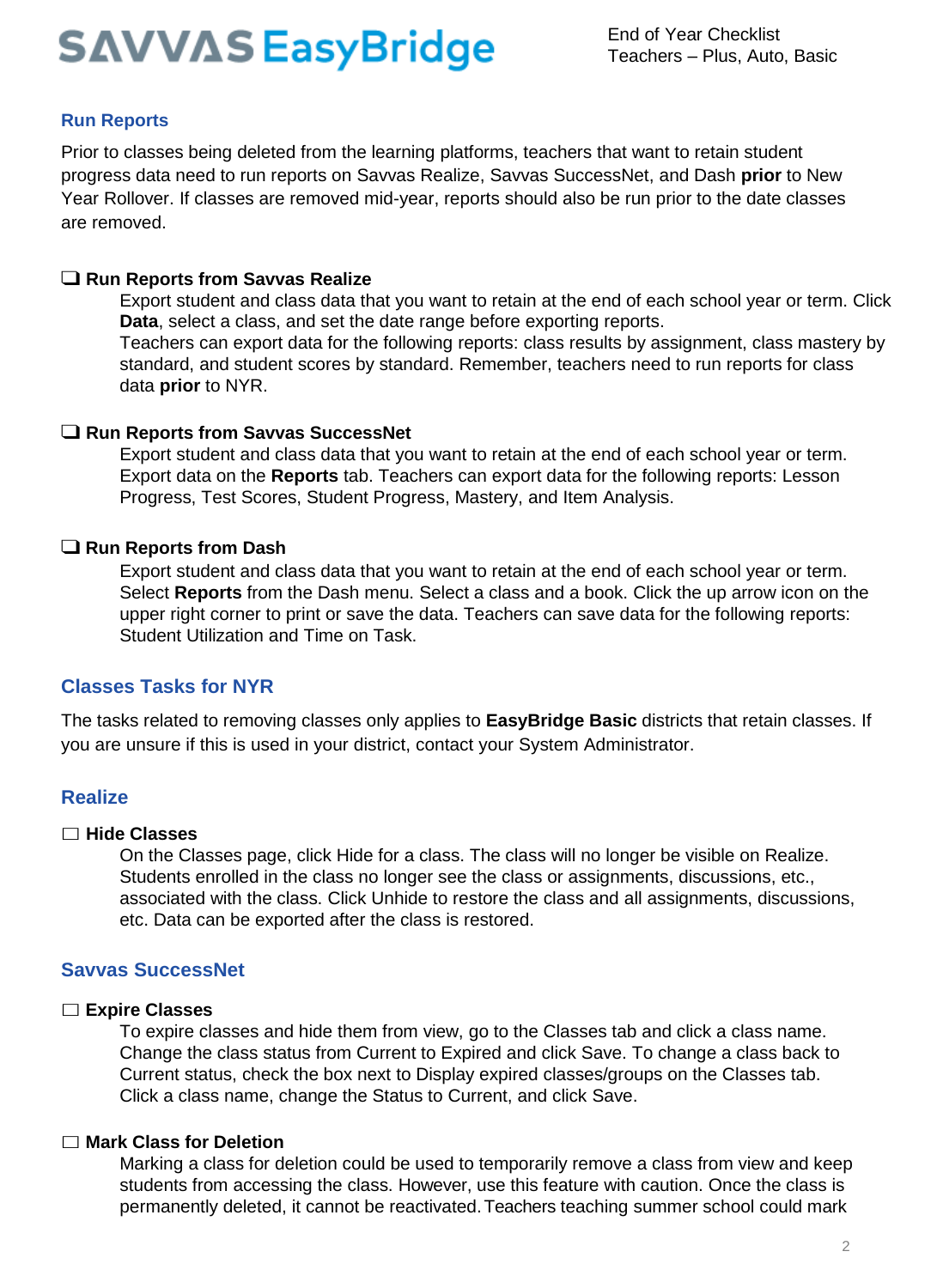## Run Reports

Prior to classes being deleted from the learning platforms, teachers that want to retain student progress data need to run reports on Savvas Realize, Savvas SuccessNet, and Dash **prior** to New Year Rollover. If classes are removed mid-year, reports should also be run prior to the date classes are removed.

- [ ] **Run Reports from Savvas Realize**

  Export student and class data that you want to retain at the end of each school year or term. Click **Data**, select a class, and set the date range before exporting reports.
  Teachers can export data for the following reports: class results by assignment, class mastery by standard, and student scores by standard. Remember, teachers need to run reports for class data **prior** to NYR.

- [ ] **Run Reports from Savvas SuccessNet**

  Export student and class data that you want to retain at the end of each school year or term. Export data on the **Reports** tab. Teachers can export data for the following reports: Lesson Progress, Test Scores, Student Progress, Mastery, and Item Analysis.

- [ ] **Run Reports from Dash**

  Export student and class data that you want to retain at the end of each school year or term. Select **Reports** from the Dash menu. Select a class and a book. Click the up arrow icon on the upper right corner to print or save the data. Teachers can save data for the following reports: Student Utilization and Time on Task.

## Classes Tasks for NYR

The tasks related to removing classes only applies to **EasyBridge Basic** districts that retain classes. If you are unsure if this is used in your district, contact your System Administrator.

## Realize

- [ ] **Hide Classes**

  On the Classes page, click Hide for a class. The class will no longer be visible on Realize. Students enrolled in the class no longer see the class or assignments, discussions, etc., associated with the class. Click Unhide to restore the class and all assignments, discussions, etc. Data can be exported after the class is restored.

## Savvas SuccessNet

- [ ] **Expire Classes**

  To expire classes and hide them from view, go to the Classes tab and click a class name. Change the class status from Current to Expired and click Save. To change a class back to Current status, check the box next to Display expired classes/groups on the Classes tab. Click a class name, change the Status to Current, and click Save.

- [ ] **Mark Class for Deletion**

  Marking a class for deletion could be used to temporarily remove a class from view and keep students from accessing the class. However, use this feature with caution. Once the class is permanently deleted, it cannot be reactivated. Teachers teaching summer school could mark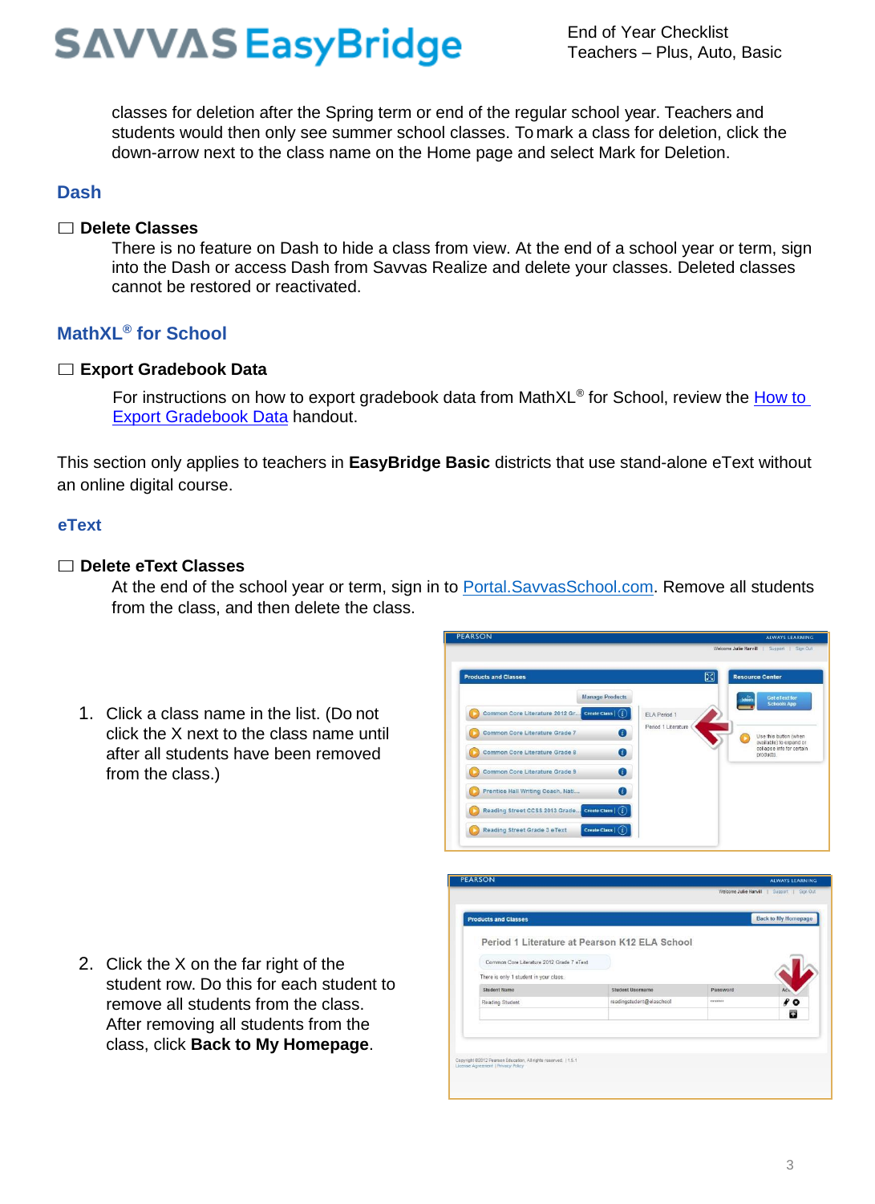classes for deletion after the Spring term or end of the regular school year. Teachers and students would then only see summer school classes. To mark a class for deletion, click the down-arrow next to the class name on the Home page and select Mark for Deletion.

## Dash

☐ **Delete Classes**

There is no feature on Dash to hide a class from view. At the end of a school year or term, sign into the Dash or access Dash from Savvas Realize and delete your classes. Deleted classes cannot be restored or reactivated.

## MathXL® for School

☐ **Export Gradebook Data**

For instructions on how to export gradebook data from MathXL® for School, review the [How to Export Gradebook Data]() handout.

This section only applies to teachers in **EasyBridge Basic** districts that use stand-alone eText without an online digital course.

## eText

☐ **Delete eText Classes**

At the end of the school year or term, sign in to [Portal.SavvasSchool.com](). Remove all students from the class, and then delete the class.

1. Click a class name in the list. (Do not click the X next to the class name until after all students have been removed from the class.)

2. Click the X on the far right of the student row. Do this for each student to remove all students from the class. After removing all students from the class, click **Back to My Homepage**.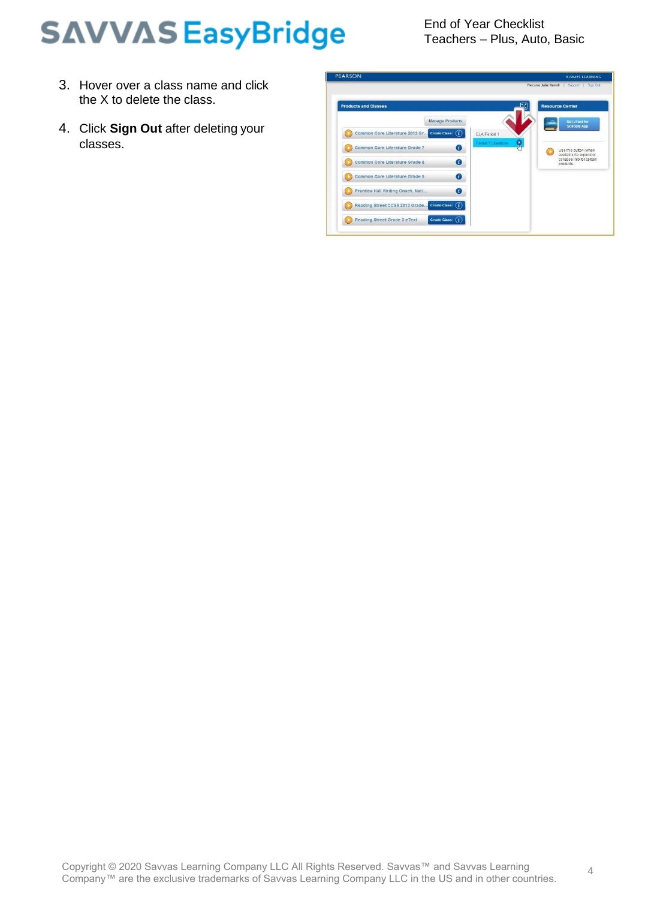3. Hover over a class name and click the X to delete the class.
4. Click **Sign Out** after deleting your classes.